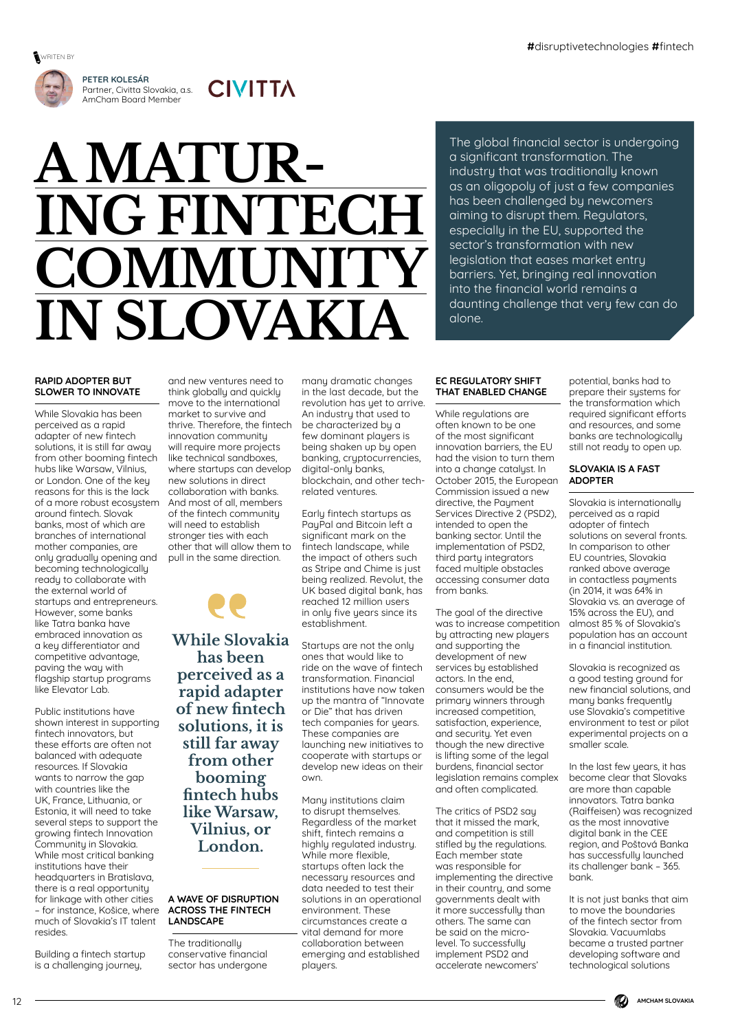WRITEN BY

**PETER KOLESÁR**
Partner, Civitta Slovakia, a.s.
AmCham Board Member

CIVITTA

#disruptivetechnologies #fintech

# A MATURING FINTECH COMMUNITY IN SLOVAKIA

The global financial sector is undergoing a significant transformation. The industry that was traditionally known as an oligopoly of just a few companies has been challenged by newcomers aiming to disrupt them. Regulators, especially in the EU, supported the sector's transformation with new legislation that eases market entry barriers. Yet, bringing real innovation into the financial world remains a daunting challenge that very few can do alone.

### RAPID ADOPTER BUT SLOWER TO INNOVATE

While Slovakia has been perceived as a rapid adapter of new fintech solutions, it is still far away from other booming fintech hubs like Warsaw, Vilnius, or London. One of the key reasons for this is the lack of a more robust ecosystem around fintech. Slovak banks, most of which are branches of international mother companies, are only gradually opening and becoming technologically ready to collaborate with the external world of startups and entrepreneurs. However, some banks like Tatra banka have embraced innovation as a key differentiator and competitive advantage, paving the way with flagship startup programs like Elevator Lab.

Public institutions have shown interest in supporting fintech innovators, but these efforts are often not balanced with adequate resources. If Slovakia wants to narrow the gap with countries like the UK, France, Lithuania, or Estonia, it will need to take several steps to support the growing fintech Innovation Community in Slovakia. While most critical banking institutions have their headquarters in Bratislava, there is a real opportunity for linkage with other cities – for instance, Košice, where much of Slovakia's IT talent resides.

Building a fintech startup is a challenging journey, and new ventures need to think globally and quickly move to the international market to survive and thrive. Therefore, the fintech innovation community will require more projects like technical sandboxes, where startups can develop new solutions in direct collaboration with banks. And most of all, members of the fintech community will need to establish stronger ties with each other that will allow them to pull in the same direction.

> While Slovakia has been perceived as a rapid adapter of new fintech solutions, it is still far away from other booming fintech hubs like Warsaw, Vilnius, or London.

### A WAVE OF DISRUPTION ACROSS THE FINTECH LANDSCAPE

The traditionally conservative financial sector has undergone many dramatic changes in the last decade, but the revolution has yet to arrive. An industry that used to be characterized by a few dominant players is being shaken up by open banking, cryptocurrencies, digital-only banks, blockchain, and other tech-related ventures.

Early fintech startups as PayPal and Bitcoin left a significant mark on the fintech landscape, while the impact of others such as Stripe and Chime is just being realized. Revolut, the UK based digital bank, has reached 12 million users in only five years since its establishment.

Startups are not the only ones that would like to ride on the wave of fintech transformation. Financial institutions have now taken up the mantra of "Innovate or Die" that has driven tech companies for years. These companies are launching new initiatives to cooperate with startups or develop new ideas on their own.

Many institutions claim to disrupt themselves. Regardless of the market shift, fintech remains a highly regulated industry. While more flexible, startups often lack the necessary resources and data needed to test their solutions in an operational environment. These circumstances create a vital demand for more collaboration between emerging and established players.

### EC REGULATORY SHIFT THAT ENABLED CHANGE

While regulations are often known to be one of the most significant innovation barriers, the EU had the vision to turn them into a change catalyst. In October 2015, the European Commission issued a new directive, the Payment Services Directive 2 (PSD2), intended to open the banking sector. Until the implementation of PSD2, third party integrators faced multiple obstacles accessing consumer data from banks.

The goal of the directive was to increase competition by attracting new players and supporting the development of new services by established actors. In the end, consumers would be the primary winners through increased competition, satisfaction, experience, and security. Yet even though the new directive is lifting some of the legal burdens, financial sector legislation remains complex and often complicated.

The critics of PSD2 say that it missed the mark, and competition is still stifled by the regulations. Each member state was responsible for implementing the directive in their country, and some governments dealt with it more successfully than others. The same can be said on the micro-level. To successfully implement PSD2 and accelerate newcomers' potential, banks had to prepare their systems for the transformation which required significant efforts and resources, and some banks are technologically still not ready to open up.

### SLOVAKIA IS A FAST ADOPTER

Slovakia is internationally perceived as a rapid adopter of fintech solutions on several fronts. In comparison to other EU countries, Slovakia ranked above average in contactless payments (in 2014, it was 64% in Slovakia vs. an average of 15% across the EU), and almost 85 % of Slovakia's population has an account in a financial institution.

Slovakia is recognized as a good testing ground for new financial solutions, and many banks frequently use Slovakia's competitive environment to test or pilot experimental projects on a smaller scale.

In the last few years, it has become clear that Slovaks are more than capable innovators. Tatra banka (Raiffeisen) was recognized as the most innovative digital bank in the CEE region, and Poštová Banka has successfully launched its challenger bank – 365. bank.

It is not just banks that aim to move the boundaries of the fintech sector from Slovakia. Vacuumlabs became a trusted partner developing software and technological solutions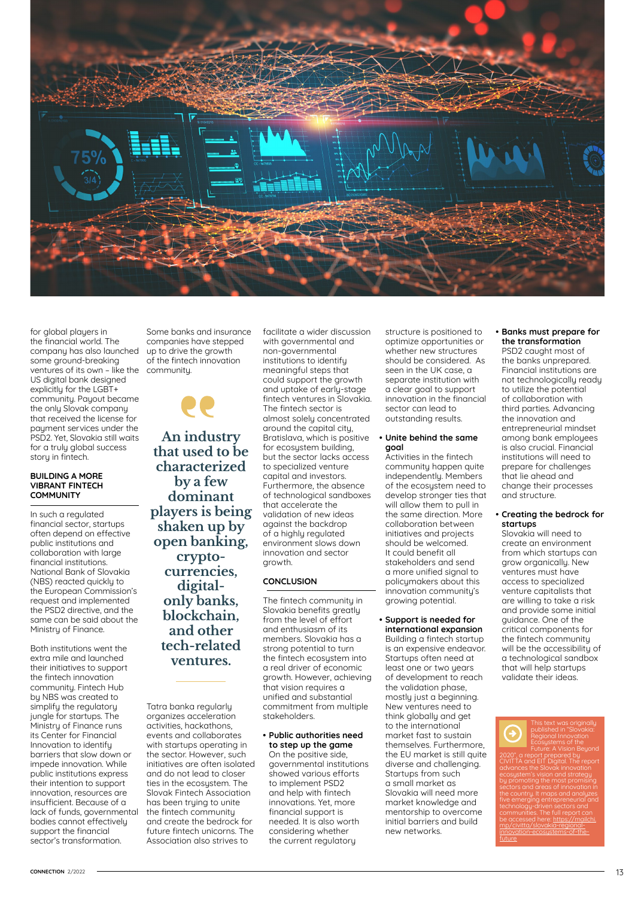for global players in the financial world. The company has also launched some ground-breaking ventures of its own – like the US digital bank designed explicitly for the LGBT+ community. Payout became the only Slovak company that received the license for payment services under the PSD2. Yet, Slovakia still waits for a truly global success story in fintech.

### BUILDING A MORE VIBRANT FINTECH COMMUNITY

In such a regulated financial sector, startups often depend on effective public institutions and collaboration with large financial institutions. National Bank of Slovakia (NBS) reacted quickly to the European Commission's request and implemented the PSD2 directive, and the same can be said about the Ministry of Finance.

Both institutions went the extra mile and launched their initiatives to support the fintech innovation community. Fintech Hub by NBS was created to simplify the regulatory jungle for startups. The Ministry of Finance runs its Center for Financial Innovation to identify barriers that slow down or impede innovation. While public institutions express their intention to support innovation, resources are insufficient. Because of a lack of funds, governmental bodies cannot effectively support the financial sector's transformation.

Some banks and insurance companies have stepped up to drive the growth of the fintech innovation community.

> **An industry that used to be characterized by a few dominant players is being shaken up by open banking, crypto-currencies, digital-only banks, blockchain, and other tech-related ventures.**

Tatra banka regularly organizes acceleration activities, hackathons, events and collaborates with startups operating in the sector. However, such initiatives are often isolated and do not lead to closer ties in the ecosystem. The Slovak Fintech Association has been trying to unite the fintech community and create the bedrock for future fintech unicorns. The Association also strives to facilitate a wider discussion with governmental and non-governmental institutions to identify meaningful steps that could support the growth and uptake of early-stage fintech ventures in Slovakia. The fintech sector is almost solely concentrated around the capital city, Bratislava, which is positive for ecosystem building, but the sector lacks access to specialized venture capital and investors. Furthermore, the absence of technological sandboxes that accelerate the validation of new ideas against the backdrop of a highly regulated environment slows down innovation and sector growth.

### CONCLUSION

The fintech community in Slovakia benefits greatly from the level of effort and enthusiasm of its members. Slovakia has a strong potential to turn the fintech ecosystem into a real driver of economic growth. However, achieving that vision requires a unified and substantial commitment from multiple stakeholders.

- **Public authorities need to step up the game**
  On the positive side, governmental institutions showed various efforts to implement PSD2 and help with fintech innovations. Yet, more financial support is needed. It is also worth considering whether the current regulatory structure is positioned to optimize opportunities or whether new structures should be considered. As seen in the UK case, a separate institution with a clear goal to support innovation in the financial sector can lead to outstanding results.

- **Unite behind the same goal**
  Activities in the fintech community happen quite independently. Members of the ecosystem need to develop stronger ties that will allow them to pull in the same direction. More collaboration between initiatives and projects should be welcomed. It could benefit all stakeholders and send a more unified signal to policymakers about this innovation community's growing potential.

- **Support is needed for international expansion**
  Building a fintech startup is an expensive endeavor. Startups often need at least one or two years of development to reach the validation phase, mostly just a beginning. New ventures need to think globally and get to the international market fast to sustain themselves. Furthermore, the EU market is still quite diverse and challenging. Startups from such a small market as Slovakia will need more market knowledge and mentorship to overcome initial barriers and build new networks.

- **Banks must prepare for the transformation**
  PSD2 caught most of the banks unprepared. Financial institutions are not technologically ready to utilize the potential of collaboration with third parties. Advancing the innovation and entrepreneurial mindset among bank employees is also crucial. Financial institutions will need to prepare for challenges that lie ahead and change their processes and structure.

- **Creating the bedrock for startups**
  Slovakia will need to create an environment from which startups can grow organically. New ventures must have access to specialized venture capitalists that are willing to take a risk and provide some initial guidance. One of the critical components for the fintech community will be the accessibility of a technological sandbox that will help startups validate their ideas.

This text was originally published in "Slovakia: Regional Innovation Ecosystems of the Future: A Vision Beyond 2020", a report prepared by CIVITTA and EIT Digital. The report advances the Slovak innovation ecosystem's vision and strategy by promoting the most promising sectors and areas of innovation in the country. It maps and analyzes five emerging entrepreneurial and technology-driven sectors and communities. The full report can be accessed here: https://mailchi.mp/civitta/slovakia-regional-innovation-ecosystems-of-the-future